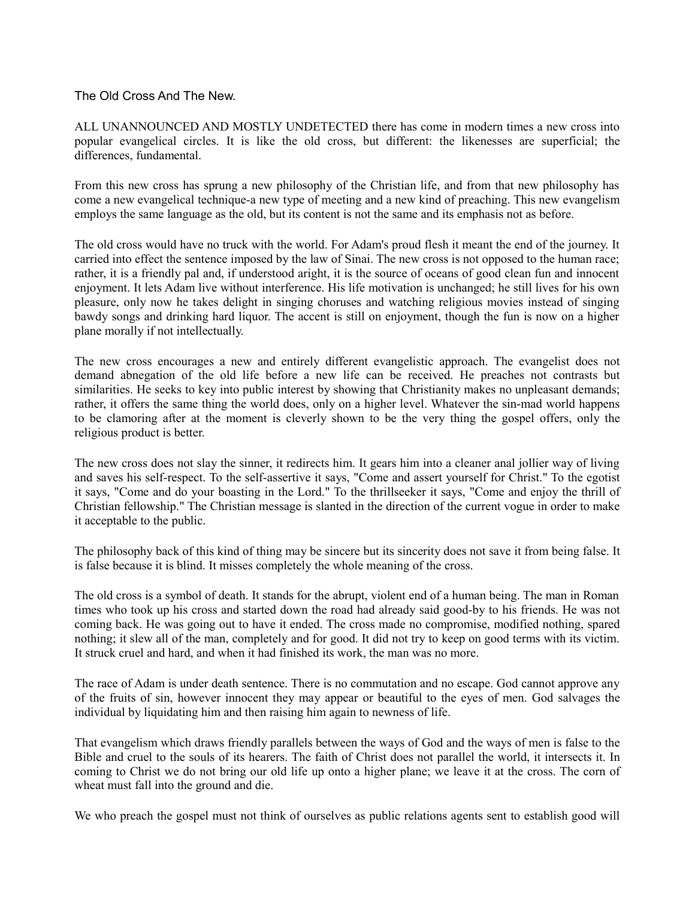# The Old Cross And The New.

ALL UNANNOUNCED AND MOSTLY UNDETECTED there has come in modern times a new cross into popular evangelical circles. It is like the old cross, but different: the likenesses are superficial; the differences, fundamental.

From this new cross has sprung a new philosophy of the Christian life, and from that new philosophy has come a new evangelical technique-a new type of meeting and a new kind of preaching. This new evangelism employs the same language as the old, but its content is not the same and its emphasis not as before.

The old cross would have no truck with the world. For Adam's proud flesh it meant the end of the journey. It carried into effect the sentence imposed by the law of Sinai. The new cross is not opposed to the human race; rather, it is a friendly pal and, if understood aright, it is the source of oceans of good clean fun and innocent enjoyment. It lets Adam live without interference. His life motivation is unchanged; he still lives for his own pleasure, only now he takes delight in singing choruses and watching religious movies instead of singing bawdy songs and drinking hard liquor. The accent is still on enjoyment, though the fun is now on a higher plane morally if not intellectually.

The new cross encourages a new and entirely different evangelistic approach. The evangelist does not demand abnegation of the old life before a new life can be received. He preaches not contrasts but similarities. He seeks to key into public interest by showing that Christianity makes no unpleasant demands; rather, it offers the same thing the world does, only on a higher level. Whatever the sin-mad world happens to be clamoring after at the moment is cleverly shown to be the very thing the gospel offers, only the religious product is better.

The new cross does not slay the sinner, it redirects him. It gears him into a cleaner anal jollier way of living and saves his self-respect. To the self-assertive it says, "Come and assert yourself for Christ." To the egotist it says, "Come and do your boasting in the Lord." To the thrillseeker it says, "Come and enjoy the thrill of Christian fellowship." The Christian message is slanted in the direction of the current vogue in order to make it acceptable to the public.

The philosophy back of this kind of thing may be sincere but its sincerity does not save it from being false. It is false because it is blind. It misses completely the whole meaning of the cross.

The old cross is a symbol of death. It stands for the abrupt, violent end of a human being. The man in Roman times who took up his cross and started down the road had already said good-by to his friends. He was not coming back. He was going out to have it ended. The cross made no compromise, modified nothing, spared nothing; it slew all of the man, completely and for good. It did not try to keep on good terms with its victim. It struck cruel and hard, and when it had finished its work, the man was no more.

The race of Adam is under death sentence. There is no commutation and no escape. God cannot approve any of the fruits of sin, however innocent they may appear or beautiful to the eyes of men. God salvages the individual by liquidating him and then raising him again to newness of life.

That evangelism which draws friendly parallels between the ways of God and the ways of men is false to the Bible and cruel to the souls of its hearers. The faith of Christ does not parallel the world, it intersects it. In coming to Christ we do not bring our old life up onto a higher plane; we leave it at the cross. The corn of wheat must fall into the ground and die.

We who preach the gospel must not think of ourselves as public relations agents sent to establish good will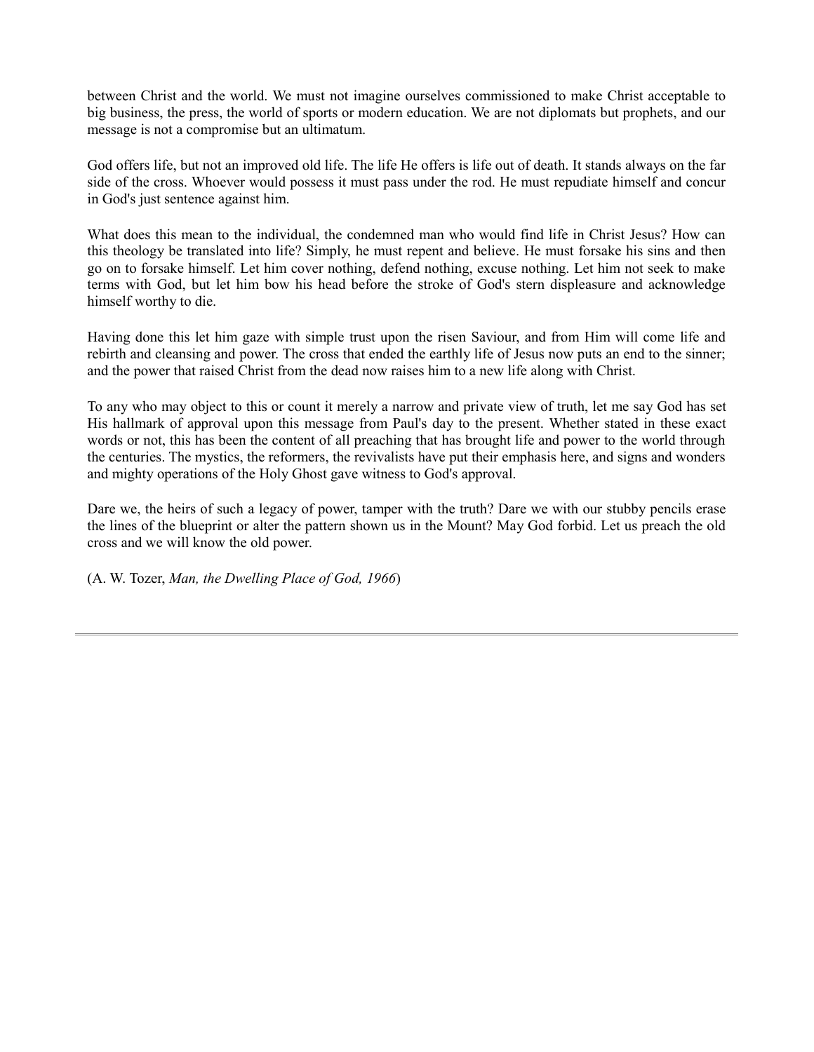between Christ and the world. We must not imagine ourselves commissioned to make Christ acceptable to big business, the press, the world of sports or modern education. We are not diplomats but prophets, and our message is not a compromise but an ultimatum.

God offers life, but not an improved old life. The life He offers is life out of death. It stands always on the far side of the cross. Whoever would possess it must pass under the rod. He must repudiate himself and concur in God's just sentence against him.

What does this mean to the individual, the condemned man who would find life in Christ Jesus? How can this theology be translated into life? Simply, he must repent and believe. He must forsake his sins and then go on to forsake himself. Let him cover nothing, defend nothing, excuse nothing. Let him not seek to make terms with God, but let him bow his head before the stroke of God's stern displeasure and acknowledge himself worthy to die.

Having done this let him gaze with simple trust upon the risen Saviour, and from Him will come life and rebirth and cleansing and power. The cross that ended the earthly life of Jesus now puts an end to the sinner; and the power that raised Christ from the dead now raises him to a new life along with Christ.

To any who may object to this or count it merely a narrow and private view of truth, let me say God has set His hallmark of approval upon this message from Paul's day to the present. Whether stated in these exact words or not, this has been the content of all preaching that has brought life and power to the world through the centuries. The mystics, the reformers, the revivalists have put their emphasis here, and signs and wonders and mighty operations of the Holy Ghost gave witness to God's approval.

Dare we, the heirs of such a legacy of power, tamper with the truth? Dare we with our stubby pencils erase the lines of the blueprint or alter the pattern shown us in the Mount? May God forbid. Let us preach the old cross and we will know the old power.

(A. W. Tozer, *Man, the Dwelling Place of God, 1966*)